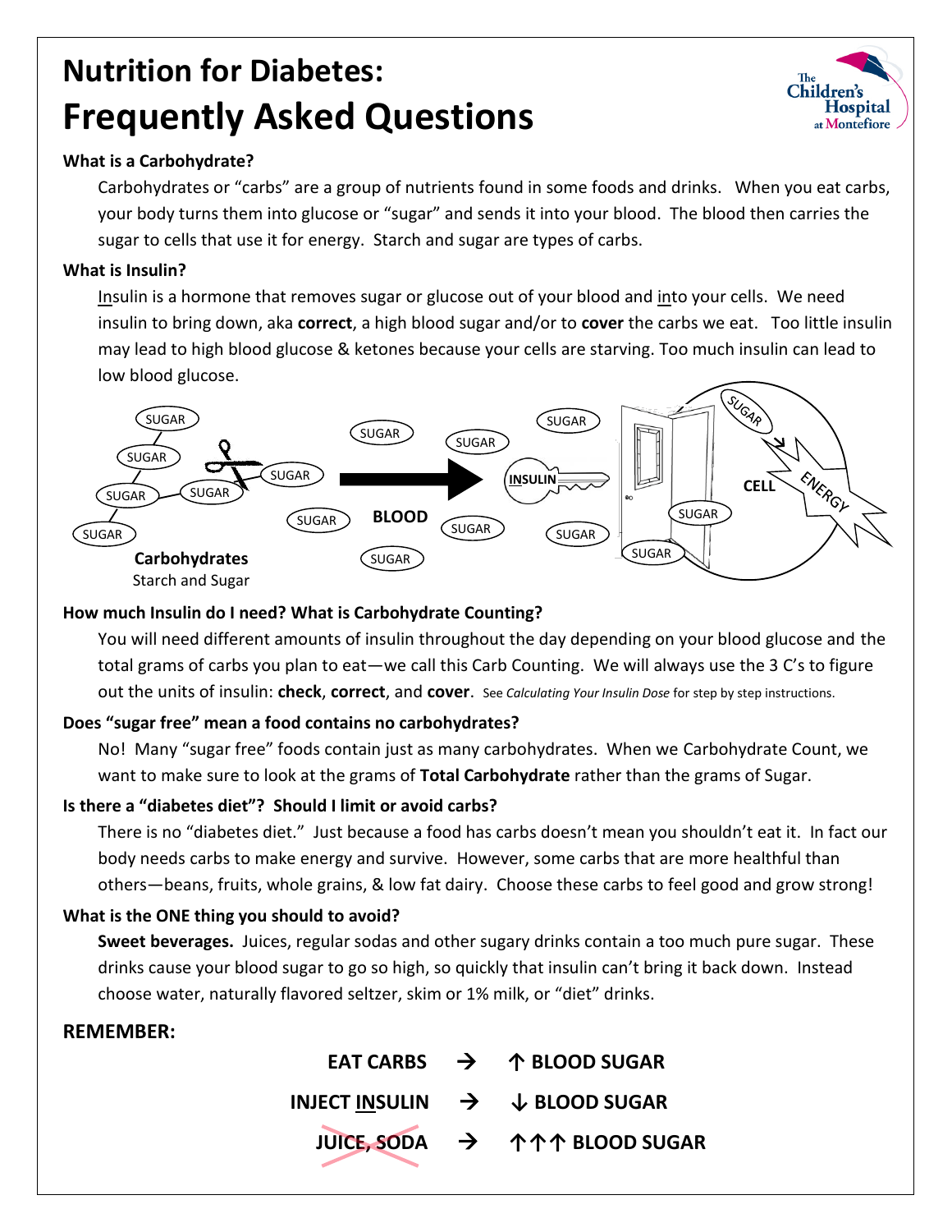# Nutrition for Diabetes:
# Frequently Asked Questions

**What is a Carbohydrate?**

Carbohydrates or "carbs" are a group of nutrients found in some foods and drinks. When you eat carbs, your body turns them into glucose or "sugar" and sends it into your blood. The blood then carries the sugar to cells that use it for energy. Starch and sugar are types of carbs.

**What is Insulin?**

Insulin is a hormone that removes sugar or glucose out of your blood and into your cells. We need insulin to bring down, aka **correct**, a high blood sugar and/or to **cover** the carbs we eat. Too little insulin may lead to high blood glucose & ketones because your cells are starving. Too much insulin can lead to low blood glucose.

**Carbohydrates**
Starch and Sugar

**How much Insulin do I need? What is Carbohydrate Counting?**

You will need different amounts of insulin throughout the day depending on your blood glucose and the total grams of carbs you plan to eat—we call this Carb Counting. We will always use the 3 C's to figure out the units of insulin: **check**, **correct**, and **cover**. See *Calculating Your Insulin Dose* for step by step instructions.

**Does "sugar free" mean a food contains no carbohydrates?**

No! Many "sugar free" foods contain just as many carbohydrates. When we Carbohydrate Count, we want to make sure to look at the grams of **Total Carbohydrate** rather than the grams of Sugar.

**Is there a "diabetes diet"? Should I limit or avoid carbs?**

There is no "diabetes diet." Just because a food has carbs doesn't mean you shouldn't eat it. In fact our body needs carbs to make energy and survive. However, some carbs that are more healthful than others—beans, fruits, whole grains, & low fat dairy. Choose these carbs to feel good and grow strong!

**What is the ONE thing you should to avoid?**

**Sweet beverages.** Juices, regular sodas and other sugary drinks contain a too much pure sugar. These drinks cause your blood sugar to go so high, so quickly that insulin can't bring it back down. Instead choose water, naturally flavored seltzer, skim or 1% milk, or "diet" drinks.

**REMEMBER:**

**EAT CARBS → ↑ BLOOD SUGAR**

**INJECT INSULIN → ↓ BLOOD SUGAR**

**~~JUICE, SODA~~ → ↑↑↑ BLOOD SUGAR**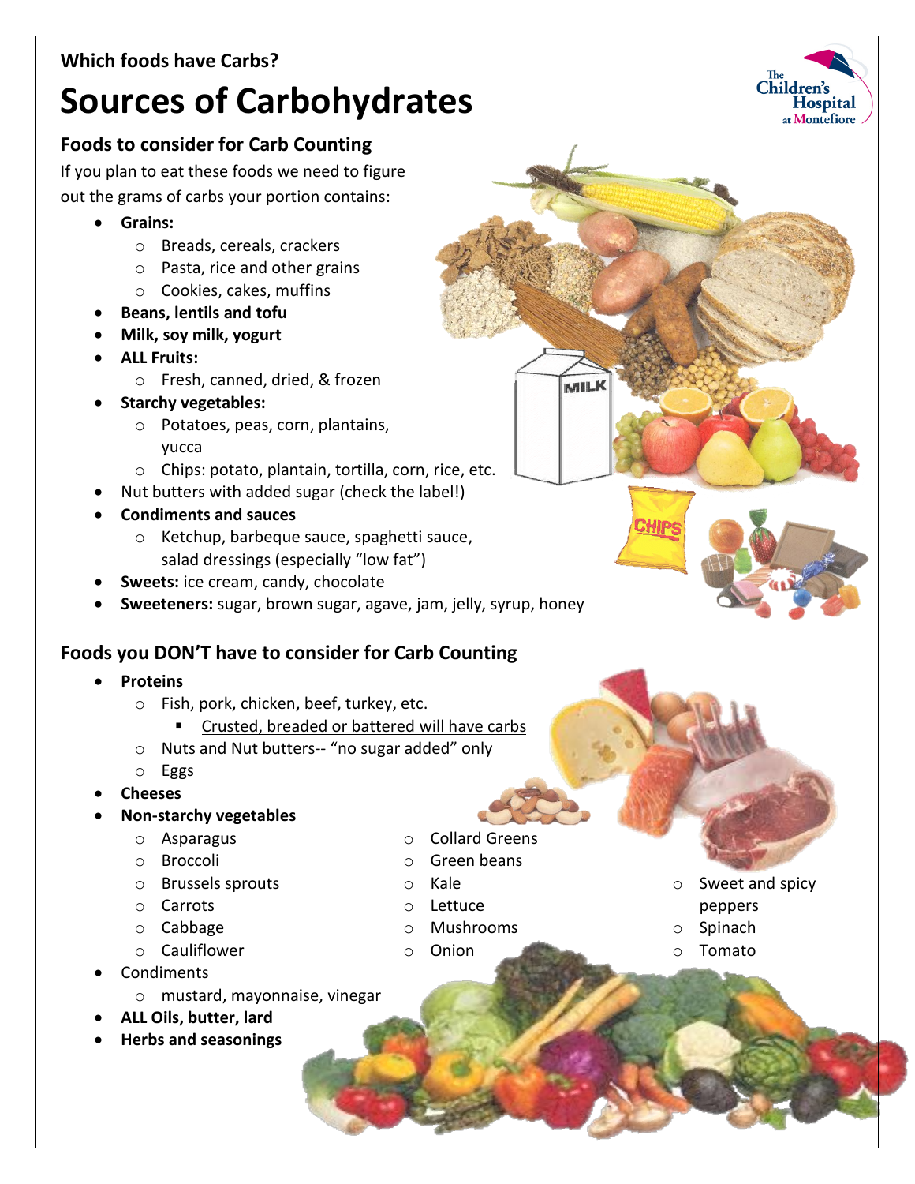Which foods have Carbs?

# Sources of Carbohydrates

## Foods to consider for Carb Counting

If you plan to eat these foods we need to figure out the grams of carbs your portion contains:

- **Grains:**
  - Breads, cereals, crackers
  - Pasta, rice and other grains
  - Cookies, cakes, muffins
- **Beans, lentils and tofu**
- **Milk, soy milk, yogurt**
- **ALL Fruits:**
  - Fresh, canned, dried, & frozen
- **Starchy vegetables:**
  - Potatoes, peas, corn, plantains, yucca
  - Chips: potato, plantain, tortilla, corn, rice, etc.
- Nut butters with added sugar (check the label!)
- **Condiments and sauces**
  - Ketchup, barbeque sauce, spaghetti sauce, salad dressings (especially "low fat")
- **Sweets:** ice cream, candy, chocolate
- **Sweeteners:** sugar, brown sugar, agave, jam, jelly, syrup, honey

## Foods you DON'T have to consider for Carb Counting

- **Proteins**
  - Fish, pork, chicken, beef, turkey, etc.
    - Crusted, breaded or battered will have carbs
  - Nuts and Nut butters-- "no sugar added" only
  - Eggs
- **Cheeses**
- **Non-starchy vegetables**
  - Asparagus
  - Broccoli
  - Brussels sprouts
  - Carrots
  - Cabbage
  - Cauliflower
  - Collard Greens
  - Green beans
  - Kale
  - Lettuce
  - Mushrooms
  - Onion
  - Sweet and spicy peppers
  - Spinach
  - Tomato
- Condiments
  - mustard, mayonnaise, vinegar
- **ALL Oils, butter, lard**
- **Herbs and seasonings**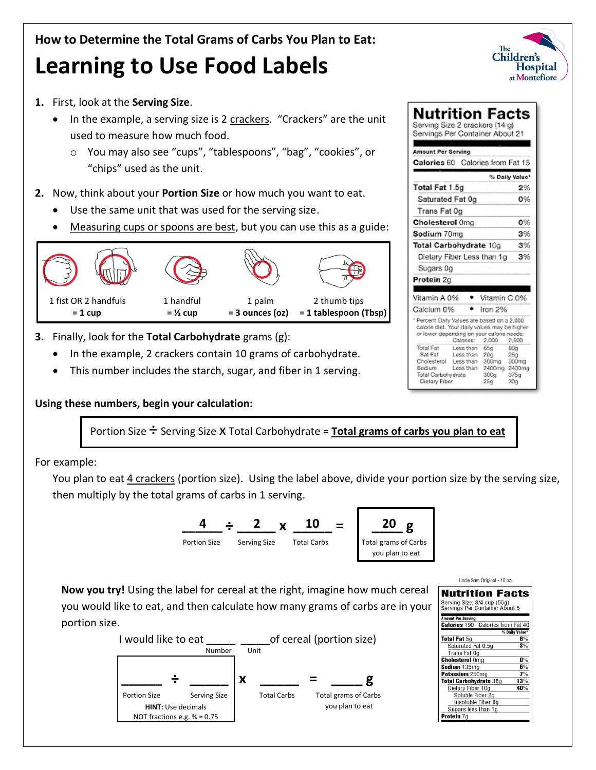How to Determine the Total Grams of Carbs You Plan to Eat:

# Learning to Use Food Labels

1. First, look at the **Serving Size**.
   - In the example, a serving size is 2 crackers. "Crackers" are the unit used to measure how much food.
     - You may also see "cups", "tablespoons", "bag", "cookies", or "chips" used as the unit.
2. Now, think about your **Portion Size** or how much you want to eat.
   - Use the same unit that was used for the serving size.
   - Measuring cups or spoons are best, but you can use this as a guide:

| 1 fist OR 2 handfuls = 1 cup | 1 handful = ½ cup | 1 palm = 3 ounces (oz) | 2 thumb tips = 1 tablespoon (Tbsp) |
|---|---|---|---|

3. Finally, look for the **Total Carbohydrate** grams (g):
   - In the example, 2 crackers contain 10 grams of carbohydrate.
   - This number includes the starch, sugar, and fiber in 1 serving.

**Nutrition Facts**
Serving Size 2 crackers (14 g)
Servings Per Container About 21

| Amount Per Serving | |
|---|---|
| **Calories** 60 Calories from Fat 15 | |
| | % Daily Value* |
| **Total Fat** 1.5g | 2% |
| Saturated Fat 0g | 0% |
| Trans Fat 0g | |
| **Cholesterol** 0mg | 0% |
| **Sodium** 70mg | 3% |
| **Total Carbohydrate** 10g | 3% |
| Dietary Fiber Less than 1g | 3% |
| Sugars 0g | |
| **Protein** 2g | |
| Vitamin A 0% • Vitamin C 0% | |
| Calcium 0% • Iron 2% | |

* Percent Daily Values are based on a 2,000 calorie diet. Your daily values may be higher or lower depending on your calorie needs:

| | Calories: | 2,000 | 2,500 |
|---|---|---|---|
| Total Fat | Less than | 65g | 80g |
| Sat Fat | Less than | 20g | 25g |
| Cholesterol | Less than | 300mg | 300mg |
| Sodium | Less than | 2400mg | 2400mg |
| Total Carbohydrate | | 300g | 375g |
| Dietary Fiber | | 25g | 30g |

**Using these numbers, begin your calculation:**

Portion Size ÷ Serving Size **X** Total Carbohydrate = **Total grams of carbs you plan to eat**

For example:

You plan to eat 4 crackers (portion size). Using the label above, divide your portion size by the serving size, then multiply by the total grams of carbs in 1 serving.

| 4 | ÷ | 2 | x | 10 | = | 20 g |
|---|---|---|---|---|---|---|
| Portion Size | | Serving Size | | Total Carbs | | Total grams of Carbs you plan to eat |

**Now you try!** Using the label for cereal at the right, imagine how much cereal you would like to eat, and then calculate how many grams of carbs are in your portion size.

I would like to eat _____ _____of cereal (portion size)
Number Unit

| ______ | ÷ | ______ | x | ______ | = | _____ g |
|---|---|---|---|---|---|---|
| Portion Size | | Serving Size | | Total Carbs | | Total grams of Carbs you plan to eat |

**HINT:** Use decimals NOT fractions e.g. ¾ = 0.75

Uncle Sam Original - 10 oz.

**Nutrition Facts**
Serving Size: 3/4 cup (55g)
Servings Per Container About 5

| Amount Per Serving | |
|---|---|
| **Calories** 190 Calories from Fat 40 | |
| | % Daily Value* |
| **Total Fat** 5g | 8% |
| Saturated Fat 0.5g | 3% |
| Trans Fat 0g | |
| **Cholesterol** 0mg | 0% |
| **Sodium** 135mg | 6% |
| **Potassium** 250mg | 7% |
| **Total Carbohydrate** 38g | 13% |
| Dietary Fiber 10g | 40% |
| Soluble Fiber 2g | |
| Insoluble Fiber 8g | |
| Sugars less than 1g | |
| **Protein** 7g | |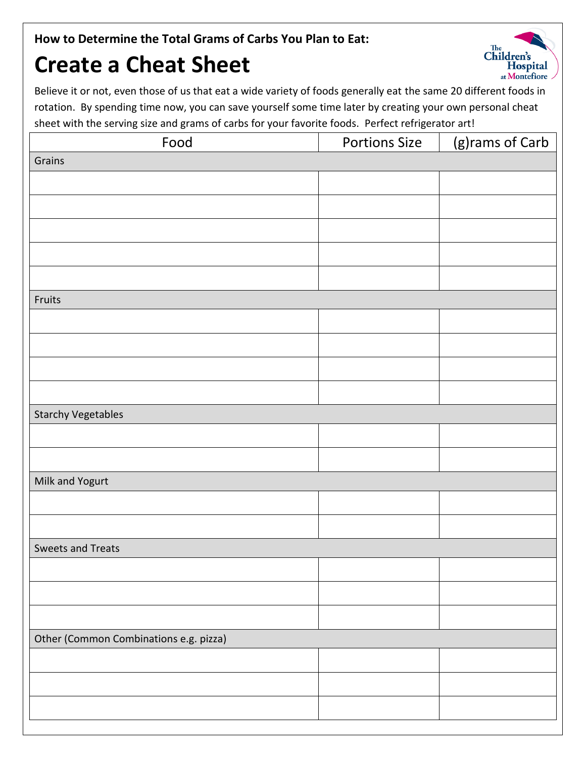**How to Determine the Total Grams of Carbs You Plan to Eat:**

# Create a Cheat Sheet

Believe it or not, even those of us that eat a wide variety of foods generally eat the same 20 different foods in rotation. By spending time now, you can save yourself some time later by creating your own personal cheat sheet with the serving size and grams of carbs for your favorite foods. Perfect refrigerator art!

| Food | Portions Size | (g)rams of Carb |
|---|---|---|
| Grains | | |
| | | |
| | | |
| | | |
| | | |
| | | |
| Fruits | | |
| | | |
| | | |
| | | |
| | | |
| Starchy Vegetables | | |
| | | |
| | | |
| Milk and Yogurt | | |
| | | |
| | | |
| Sweets and Treats | | |
| | | |
| | | |
| | | |
| Other (Common Combinations e.g. pizza) | | |
| | | |
| | | |
| | | |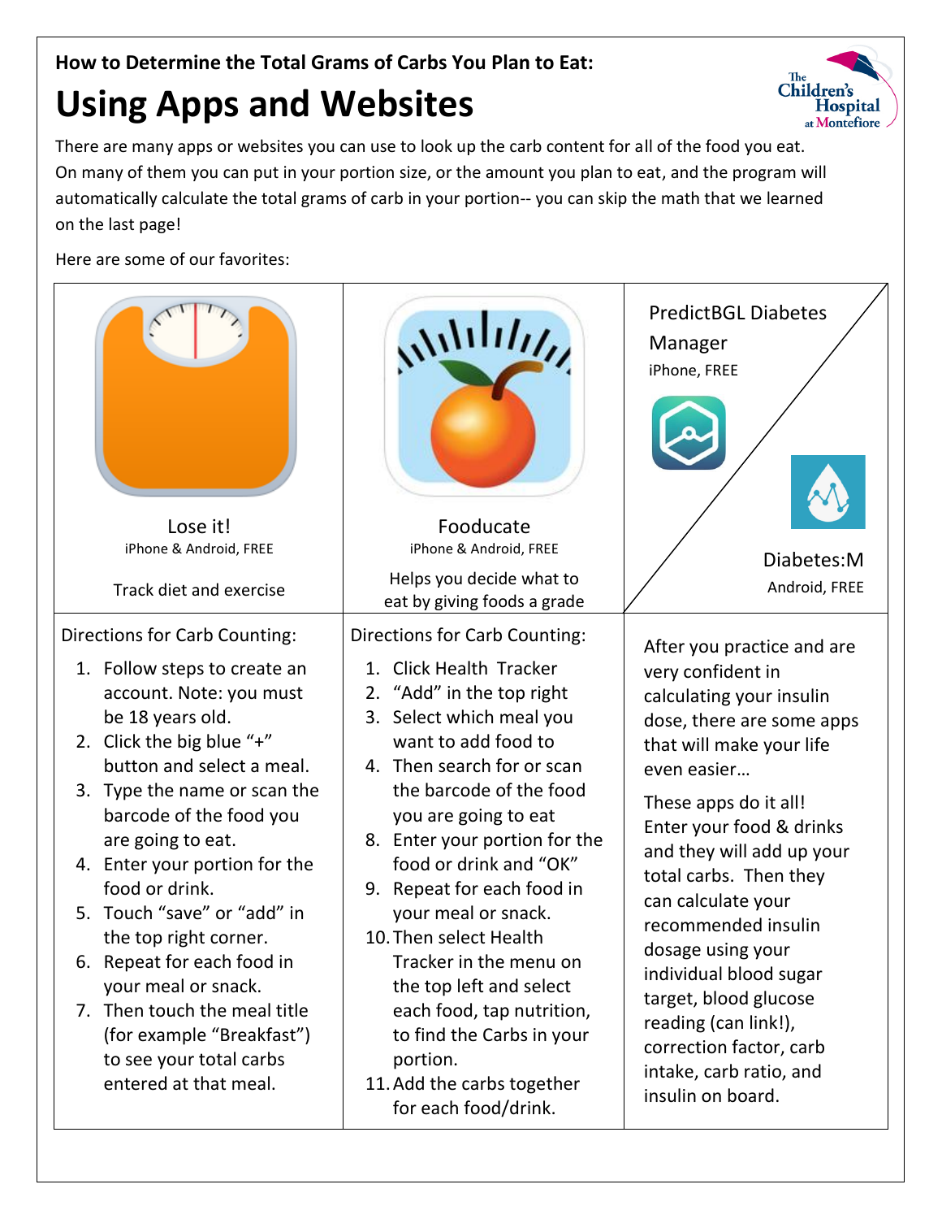**How to Determine the Total Grams of Carbs You Plan to Eat:**

# Using Apps and Websites

There are many apps or websites you can use to look up the carb content for all of the food you eat. On many of them you can put in your portion size, or the amount you plan to eat, and the program will automatically calculate the total grams of carb in your portion-- you can skip the math that we learned on the last page!

Here are some of our favorites:

| Lose it! iPhone & Android, FREE<br><br>Track diet and exercise | Fooducate iPhone & Android, FREE<br><br>Helps you decide what to eat by giving foods a grade | PredictBGL Diabetes Manager iPhone, FREE<br><br>Diabetes:M Android, FREE |
|---|---|---|
| Directions for Carb Counting:<br>1. Follow steps to create an account. Note: you must be 18 years old.<br>2. Click the big blue "+" button and select a meal.<br>3. Type the name or scan the barcode of the food you are going to eat.<br>4. Enter your portion for the food or drink.<br>5. Touch "save" or "add" in the top right corner.<br>6. Repeat for each food in your meal or snack.<br>7. Then touch the meal title (for example "Breakfast") to see your total carbs entered at that meal. | Directions for Carb Counting:<br>1. Click Health Tracker<br>2. "Add" in the top right<br>3. Select which meal you want to add food to<br>4. Then search for or scan the barcode of the food you are going to eat<br>8. Enter your portion for the food or drink and "OK"<br>9. Repeat for each food in your meal or snack.<br>10. Then select Health Tracker in the menu on the top left and select each food, tap nutrition, to find the Carbs in your portion.<br>11. Add the carbs together for each food/drink. | After you practice and are very confident in calculating your insulin dose, there are some apps that will make your life even easier…<br><br>These apps do it all! Enter your food & drinks and they will add up your total carbs. Then they can calculate your recommended insulin dosage using your individual blood sugar target, blood glucose reading (can link!), correction factor, carb intake, carb ratio, and insulin on board. |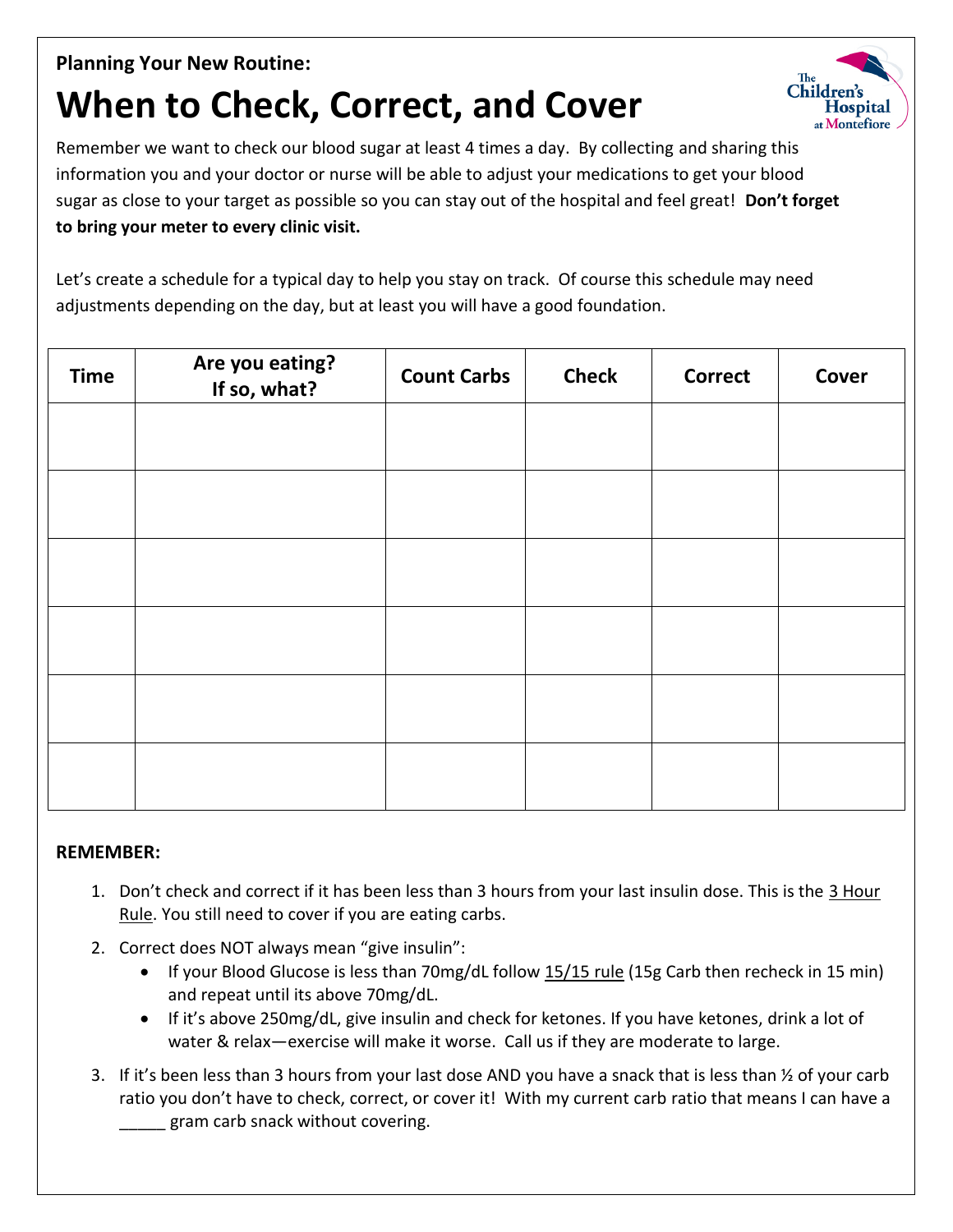**Planning Your New Routine:**

# When to Check, Correct, and Cover

Remember we want to check our blood sugar at least 4 times a day. By collecting and sharing this information you and your doctor or nurse will be able to adjust your medications to get your blood sugar as close to your target as possible so you can stay out of the hospital and feel great! **Don't forget to bring your meter to every clinic visit.**

Let's create a schedule for a typical day to help you stay on track. Of course this schedule may need adjustments depending on the day, but at least you will have a good foundation.

| Time | Are you eating? If so, what? | Count Carbs | Check | Correct | Cover |
|---|---|---|---|---|---|
| | | | | | |
| | | | | | |
| | | | | | |
| | | | | | |
| | | | | | |
| | | | | | |

**REMEMBER:**

1. Don't check and correct if it has been less than 3 hours from your last insulin dose. This is the 3 Hour Rule. You still need to cover if you are eating carbs.
2. Correct does NOT always mean "give insulin":
   - If your Blood Glucose is less than 70mg/dL follow 15/15 rule (15g Carb then recheck in 15 min) and repeat until its above 70mg/dL.
   - If it's above 250mg/dL, give insulin and check for ketones. If you have ketones, drink a lot of water & relax—exercise will make it worse. Call us if they are moderate to large.
3. If it's been less than 3 hours from your last dose AND you have a snack that is less than ½ of your carb ratio you don't have to check, correct, or cover it! With my current carb ratio that means I can have a _____ gram carb snack without covering.